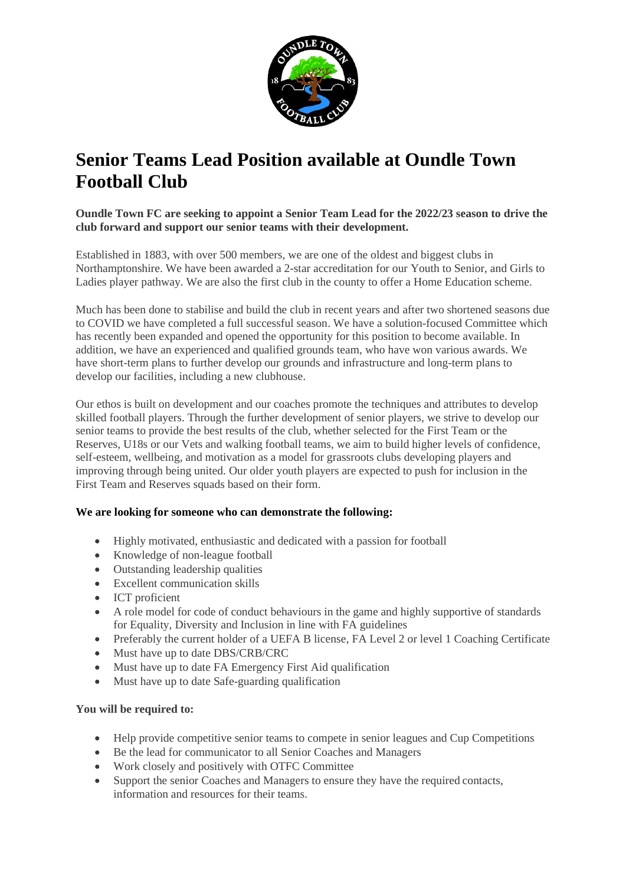# Senior Teams Lead Position available at Oundle Town Football Club

**Oundle Town FC are seeking to appoint a Senior Team Lead for the 2022/23 season to drive the club forward and support our senior teams with their development.**

Established in 1883, with over 500 members, we are one of the oldest and biggest clubs in Northamptonshire. We have been awarded a 2-star accreditation for our Youth to Senior, and Girls to Ladies player pathway. We are also the first club in the county to offer a Home Education scheme.

Much has been done to stabilise and build the club in recent years and after two shortened seasons due to COVID we have completed a full successful season. We have a solution-focused Committee which has recently been expanded and opened the opportunity for this position to become available. In addition, we have an experienced and qualified grounds team, who have won various awards. We have short-term plans to further develop our grounds and infrastructure and long-term plans to develop our facilities, including a new clubhouse.

Our ethos is built on development and our coaches promote the techniques and attributes to develop skilled football players. Through the further development of senior players, we strive to develop our senior teams to provide the best results of the club, whether selected for the First Team or the Reserves, U18s or our Vets and walking football teams, we aim to build higher levels of confidence, self-esteem, wellbeing, and motivation as a model for grassroots clubs developing players and improving through being united. Our older youth players are expected to push for inclusion in the First Team and Reserves squads based on their form.

**We are looking for someone who can demonstrate the following:**

- Highly motivated, enthusiastic and dedicated with a passion for football
- Knowledge of non-league football
- Outstanding leadership qualities
- Excellent communication skills
- ICT proficient
- A role model for code of conduct behaviours in the game and highly supportive of standards for Equality, Diversity and Inclusion in line with FA guidelines
- Preferably the current holder of a UEFA B license, FA Level 2 or level 1 Coaching Certificate
- Must have up to date DBS/CRB/CRC
- Must have up to date FA Emergency First Aid qualification
- Must have up to date Safe-guarding qualification

**You will be required to:**

- Help provide competitive senior teams to compete in senior leagues and Cup Competitions
- Be the lead for communicator to all Senior Coaches and Managers
- Work closely and positively with OTFC Committee
- Support the senior Coaches and Managers to ensure they have the required contacts, information and resources for their teams.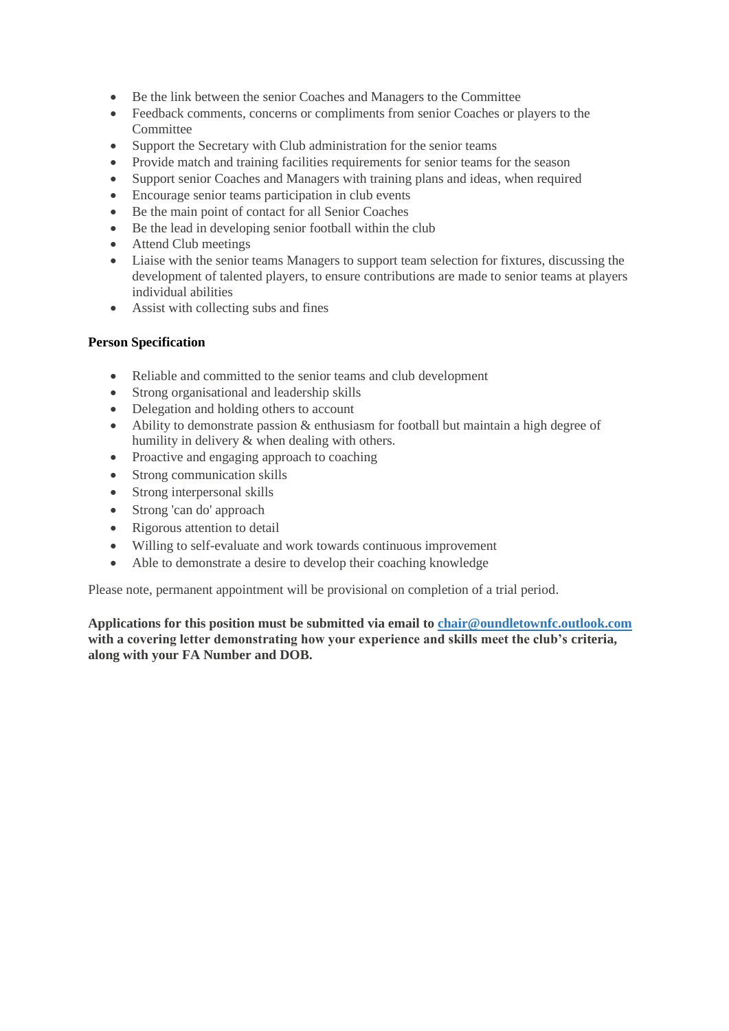- Be the link between the senior Coaches and Managers to the Committee
- Feedback comments, concerns or compliments from senior Coaches or players to the Committee
- Support the Secretary with Club administration for the senior teams
- Provide match and training facilities requirements for senior teams for the season
- Support senior Coaches and Managers with training plans and ideas, when required
- Encourage senior teams participation in club events
- Be the main point of contact for all Senior Coaches
- Be the lead in developing senior football within the club
- Attend Club meetings
- Liaise with the senior teams Managers to support team selection for fixtures, discussing the development of talented players, to ensure contributions are made to senior teams at players individual abilities
- Assist with collecting subs and fines

**Person Specification**

- Reliable and committed to the senior teams and club development
- Strong organisational and leadership skills
- Delegation and holding others to account
- Ability to demonstrate passion & enthusiasm for football but maintain a high degree of humility in delivery & when dealing with others.
- Proactive and engaging approach to coaching
- Strong communication skills
- Strong interpersonal skills
- Strong 'can do' approach
- Rigorous attention to detail
- Willing to self-evaluate and work towards continuous improvement
- Able to demonstrate a desire to develop their coaching knowledge

Please note, permanent appointment will be provisional on completion of a trial period.

**Applications for this position must be submitted via email to [chair@oundletownfc.outlook.com](mailto:chair@oundletownfc.outlook.com) with a covering letter demonstrating how your experience and skills meet the club's criteria, along with your FA Number and DOB.**